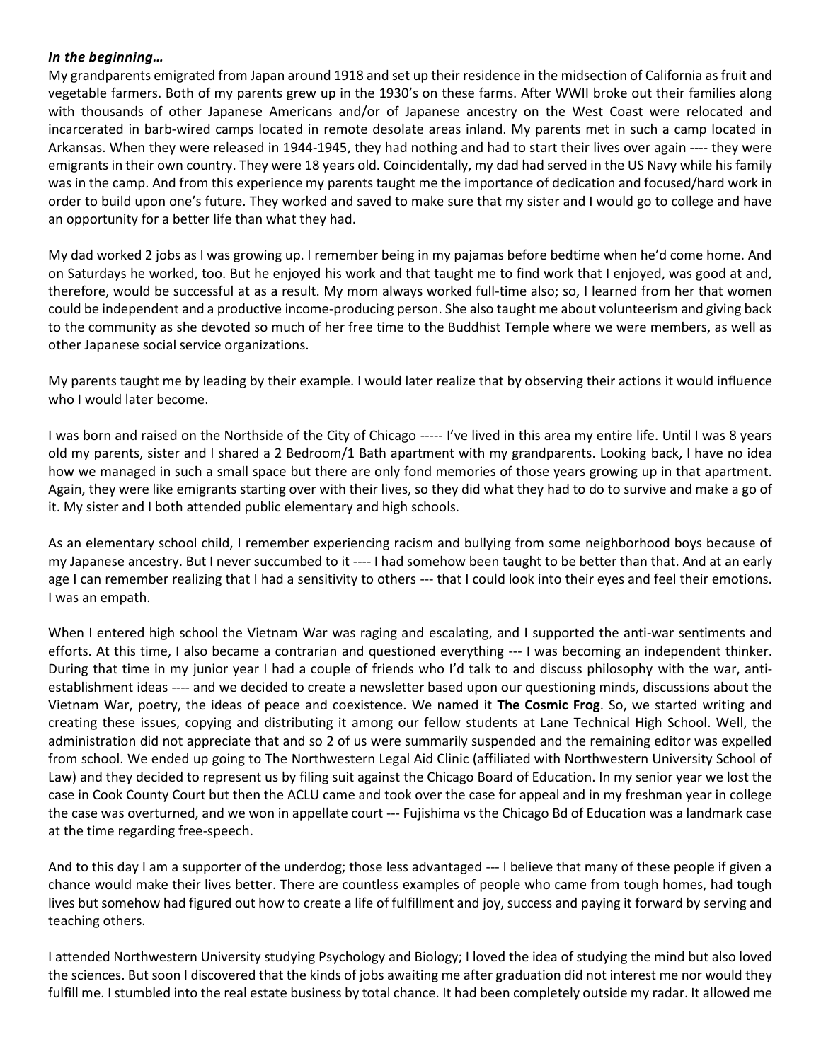***In the beginning…***

My grandparents emigrated from Japan around 1918 and set up their residence in the midsection of California as fruit and vegetable farmers. Both of my parents grew up in the 1930's on these farms. After WWII broke out their families along with thousands of other Japanese Americans and/or of Japanese ancestry on the West Coast were relocated and incarcerated in barb-wired camps located in remote desolate areas inland. My parents met in such a camp located in Arkansas. When they were released in 1944-1945, they had nothing and had to start their lives over again ---- they were emigrants in their own country. They were 18 years old. Coincidentally, my dad had served in the US Navy while his family was in the camp. And from this experience my parents taught me the importance of dedication and focused/hard work in order to build upon one's future. They worked and saved to make sure that my sister and I would go to college and have an opportunity for a better life than what they had.

My dad worked 2 jobs as I was growing up. I remember being in my pajamas before bedtime when he'd come home. And on Saturdays he worked, too. But he enjoyed his work and that taught me to find work that I enjoyed, was good at and, therefore, would be successful at as a result. My mom always worked full-time also; so, I learned from her that women could be independent and a productive income-producing person. She also taught me about volunteerism and giving back to the community as she devoted so much of her free time to the Buddhist Temple where we were members, as well as other Japanese social service organizations.

My parents taught me by leading by their example. I would later realize that by observing their actions it would influence who I would later become.

I was born and raised on the Northside of the City of Chicago ----- I've lived in this area my entire life. Until I was 8 years old my parents, sister and I shared a 2 Bedroom/1 Bath apartment with my grandparents. Looking back, I have no idea how we managed in such a small space but there are only fond memories of those years growing up in that apartment. Again, they were like emigrants starting over with their lives, so they did what they had to do to survive and make a go of it. My sister and I both attended public elementary and high schools.

As an elementary school child, I remember experiencing racism and bullying from some neighborhood boys because of my Japanese ancestry. But I never succumbed to it ---- I had somehow been taught to be better than that. And at an early age I can remember realizing that I had a sensitivity to others --- that I could look into their eyes and feel their emotions. I was an empath.

When I entered high school the Vietnam War was raging and escalating, and I supported the anti-war sentiments and efforts. At this time, I also became a contrarian and questioned everything --- I was becoming an independent thinker. During that time in my junior year I had a couple of friends who I'd talk to and discuss philosophy with the war, anti-establishment ideas ---- and we decided to create a newsletter based upon our questioning minds, discussions about the Vietnam War, poetry, the ideas of peace and coexistence. We named it **The Cosmic Frog**. So, we started writing and creating these issues, copying and distributing it among our fellow students at Lane Technical High School. Well, the administration did not appreciate that and so 2 of us were summarily suspended and the remaining editor was expelled from school. We ended up going to The Northwestern Legal Aid Clinic (affiliated with Northwestern University School of Law) and they decided to represent us by filing suit against the Chicago Board of Education. In my senior year we lost the case in Cook County Court but then the ACLU came and took over the case for appeal and in my freshman year in college the case was overturned, and we won in appellate court --- Fujishima vs the Chicago Bd of Education was a landmark case at the time regarding free-speech.

And to this day I am a supporter of the underdog; those less advantaged --- I believe that many of these people if given a chance would make their lives better. There are countless examples of people who came from tough homes, had tough lives but somehow had figured out how to create a life of fulfillment and joy, success and paying it forward by serving and teaching others.

I attended Northwestern University studying Psychology and Biology; I loved the idea of studying the mind but also loved the sciences. But soon I discovered that the kinds of jobs awaiting me after graduation did not interest me nor would they fulfill me. I stumbled into the real estate business by total chance. It had been completely outside my radar. It allowed me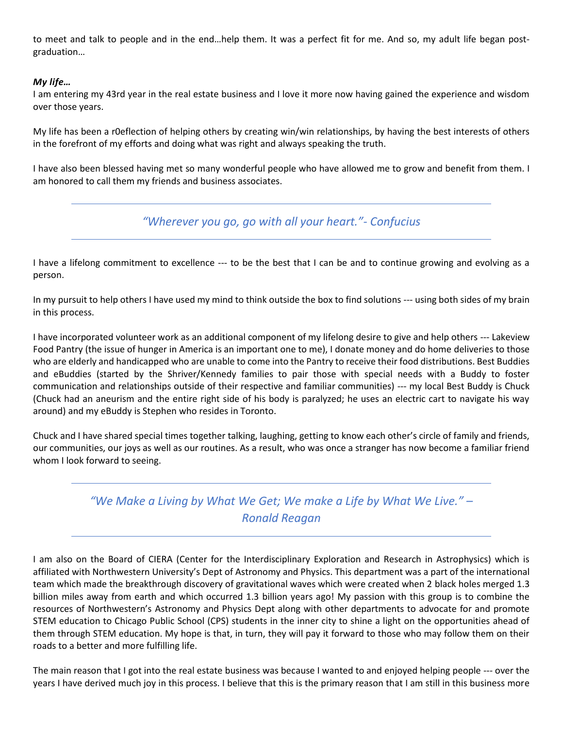to meet and talk to people and in the end…help them. It was a perfect fit for me. And so, my adult life began post-graduation…

***My life…***

I am entering my 43rd year in the real estate business and I love it more now having gained the experience and wisdom over those years.

My life has been a r0eflection of helping others by creating win/win relationships, by having the best interests of others in the forefront of my efforts and doing what was right and always speaking the truth.

I have also been blessed having met so many wonderful people who have allowed me to grow and benefit from them. I am honored to call them my friends and business associates.

---

*"Wherever you go, go with all your heart."- Confucius*

---

I have a lifelong commitment to excellence --- to be the best that I can be and to continue growing and evolving as a person.

In my pursuit to help others I have used my mind to think outside the box to find solutions --- using both sides of my brain in this process.

I have incorporated volunteer work as an additional component of my lifelong desire to give and help others --- Lakeview Food Pantry (the issue of hunger in America is an important one to me), I donate money and do home deliveries to those who are elderly and handicapped who are unable to come into the Pantry to receive their food distributions. Best Buddies and eBuddies (started by the Shriver/Kennedy families to pair those with special needs with a Buddy to foster communication and relationships outside of their respective and familiar communities) --- my local Best Buddy is Chuck (Chuck had an aneurism and the entire right side of his body is paralyzed; he uses an electric cart to navigate his way around) and my eBuddy is Stephen who resides in Toronto.

Chuck and I have shared special times together talking, laughing, getting to know each other's circle of family and friends, our communities, our joys as well as our routines. As a result, who was once a stranger has now become a familiar friend whom I look forward to seeing.

---

*"We Make a Living by What We Get; We make a Life by What We Live." – Ronald Reagan*

---

I am also on the Board of CIERA (Center for the Interdisciplinary Exploration and Research in Astrophysics) which is affiliated with Northwestern University's Dept of Astronomy and Physics. This department was a part of the international team which made the breakthrough discovery of gravitational waves which were created when 2 black holes merged 1.3 billion miles away from earth and which occurred 1.3 billion years ago! My passion with this group is to combine the resources of Northwestern's Astronomy and Physics Dept along with other departments to advocate for and promote STEM education to Chicago Public School (CPS) students in the inner city to shine a light on the opportunities ahead of them through STEM education. My hope is that, in turn, they will pay it forward to those who may follow them on their roads to a better and more fulfilling life.

The main reason that I got into the real estate business was because I wanted to and enjoyed helping people --- over the years I have derived much joy in this process. I believe that this is the primary reason that I am still in this business more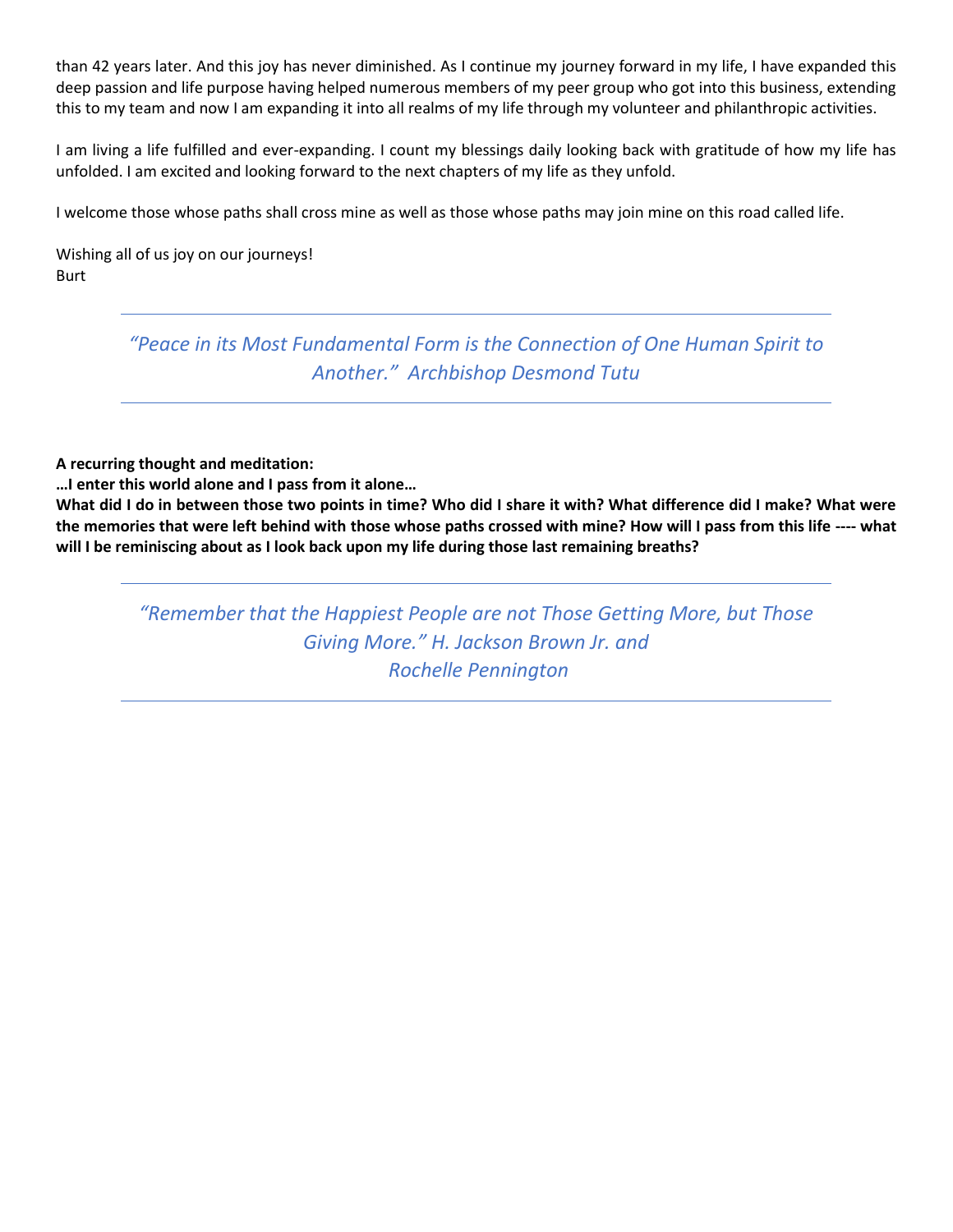than 42 years later. And this joy has never diminished. As I continue my journey forward in my life, I have expanded this deep passion and life purpose having helped numerous members of my peer group who got into this business, extending this to my team and now I am expanding it into all realms of my life through my volunteer and philanthropic activities.

I am living a life fulfilled and ever-expanding. I count my blessings daily looking back with gratitude of how my life has unfolded. I am excited and looking forward to the next chapters of my life as they unfold.

I welcome those whose paths shall cross mine as well as those whose paths may join mine on this road called life.

Wishing all of us joy on our journeys!
Burt

---

*“Peace in its Most Fundamental Form is the Connection of One Human Spirit to Another.” Archbishop Desmond Tutu*

---

**A recurring thought and meditation:**
**…I enter this world alone and I pass from it alone…**
**What did I do in between those two points in time? Who did I share it with? What difference did I make? What were the memories that were left behind with those whose paths crossed with mine? How will I pass from this life ---- what will I be reminiscing about as I look back upon my life during those last remaining breaths?**

---

*“Remember that the Happiest People are not Those Getting More, but Those Giving More.” H. Jackson Brown Jr. and Rochelle Pennington*

---